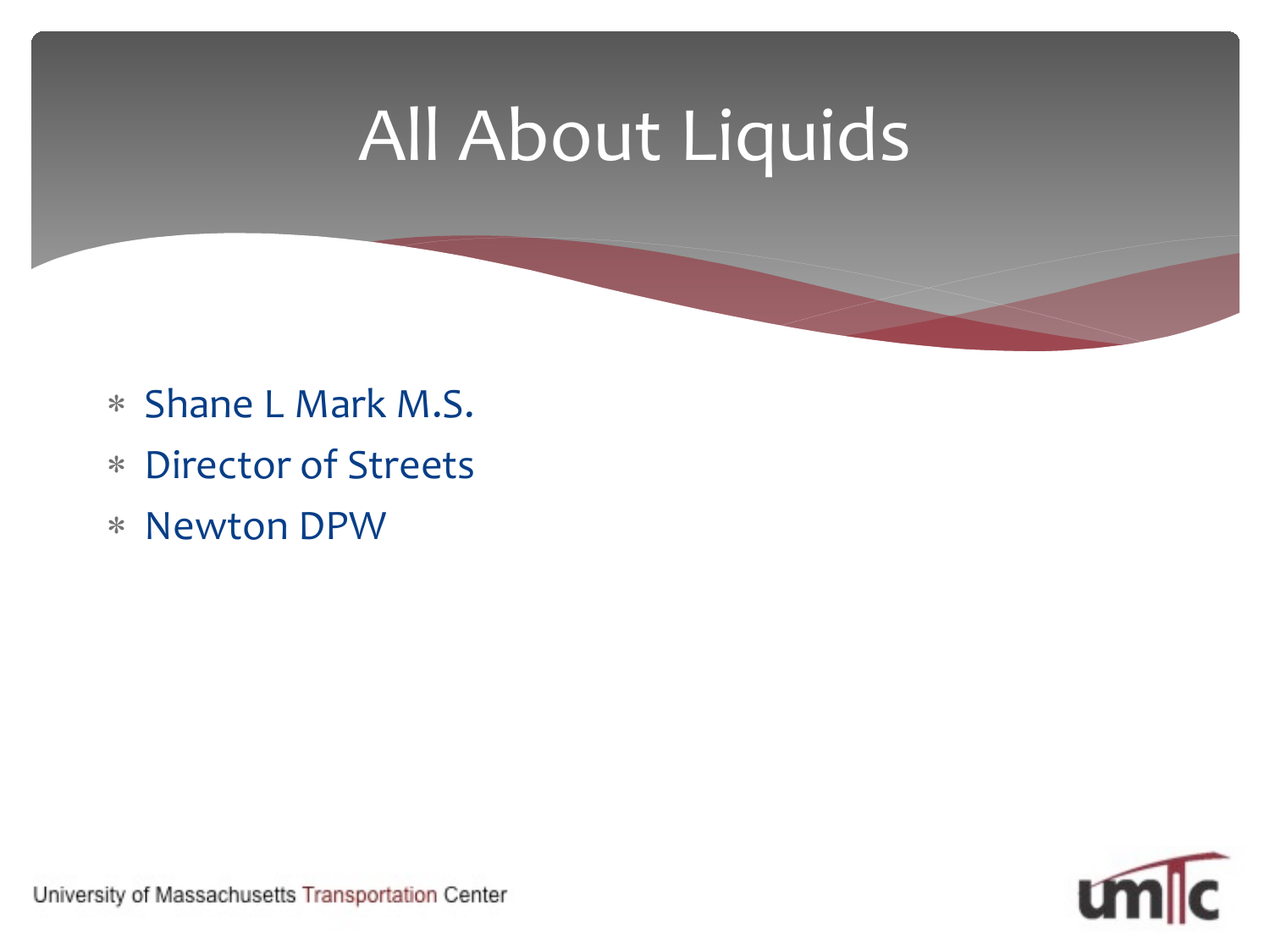# All About Liquids

- Shane L Mark M.S.
- Director of Streets
- Newton DPW

University of Massachusetts Transportation Center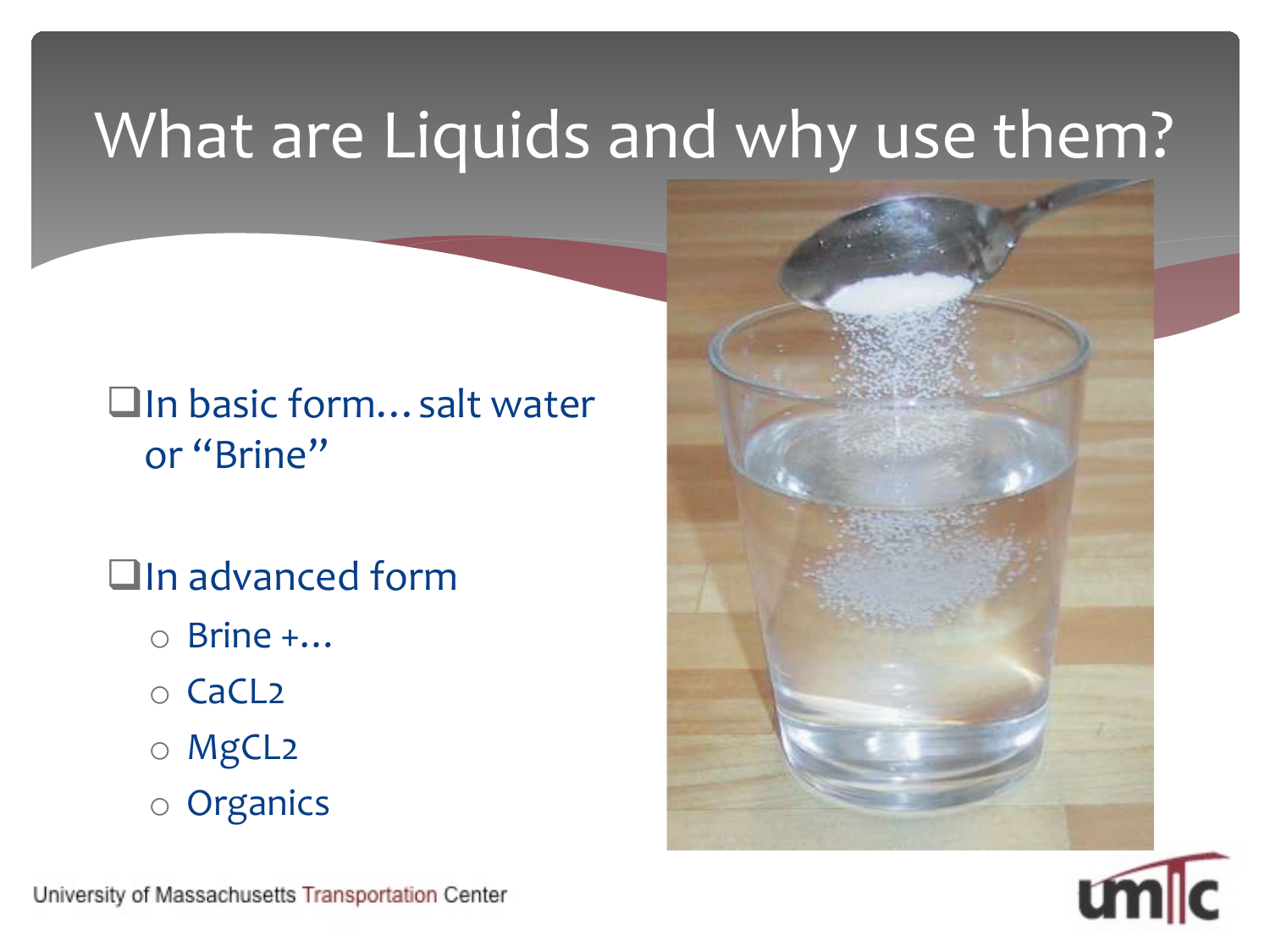# What are Liquids and why use them?

- In basic form… salt water or "Brine"

- In advanced form
  - Brine +…
  - CaCL2
  - MgCL2
  - Organics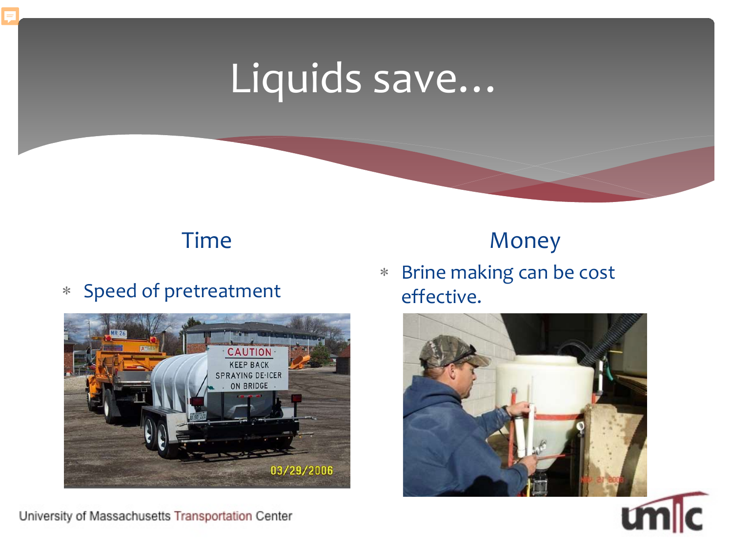# Liquids save…

## Time

* Speed of pretreatment

## Money

* Brine making can be cost effective.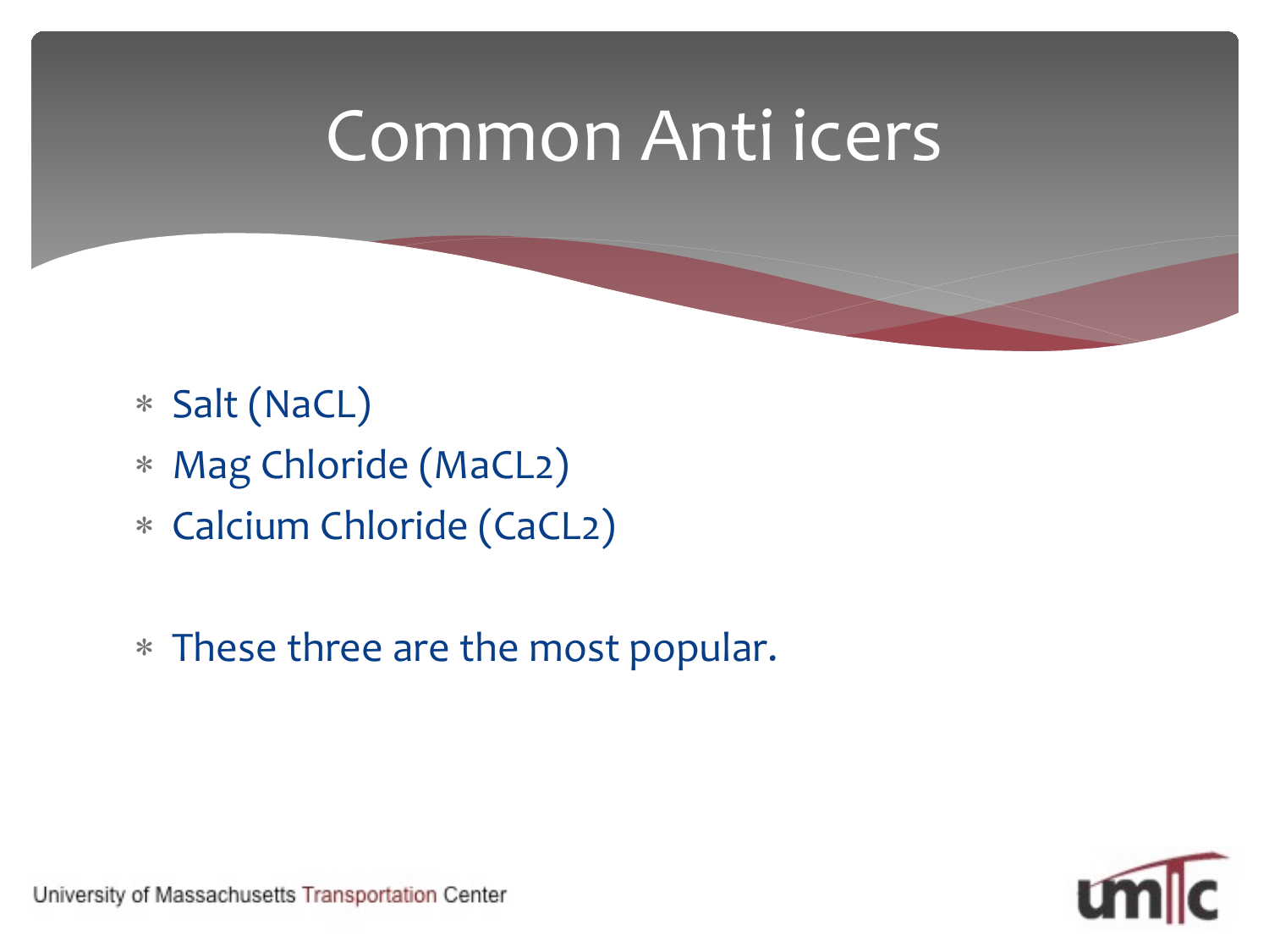# Common Anti icers

* Salt ($NaCL$)
* Mag Chloride ($MaCL_2$)
* Calcium Chloride ($CaCL_2$)

* These three are the most popular.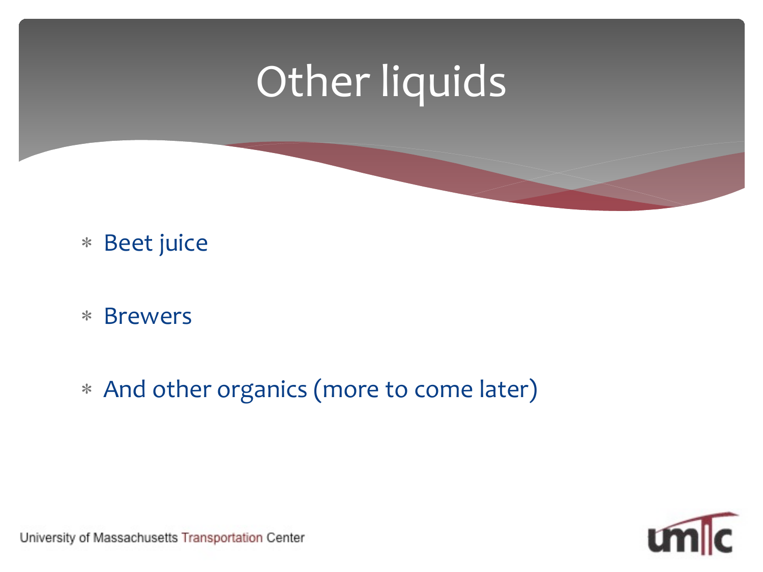# Other liquids

- Beet juice
- Brewers
- And other organics (more to come later)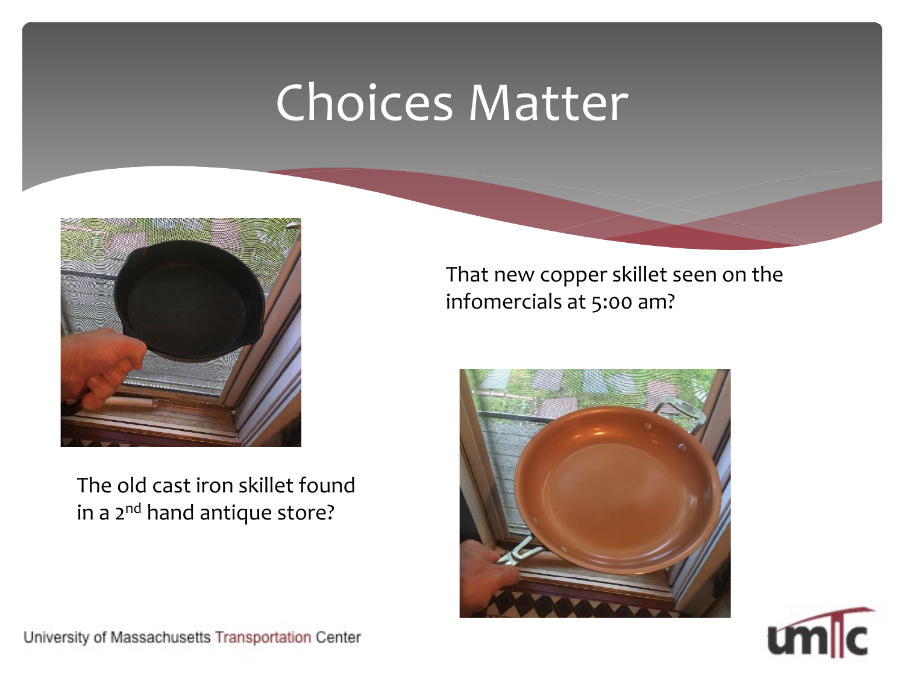# Choices Matter

The old cast iron skillet found in a 2nd hand antique store?

That new copper skillet seen on the infomercials at 5:00 am?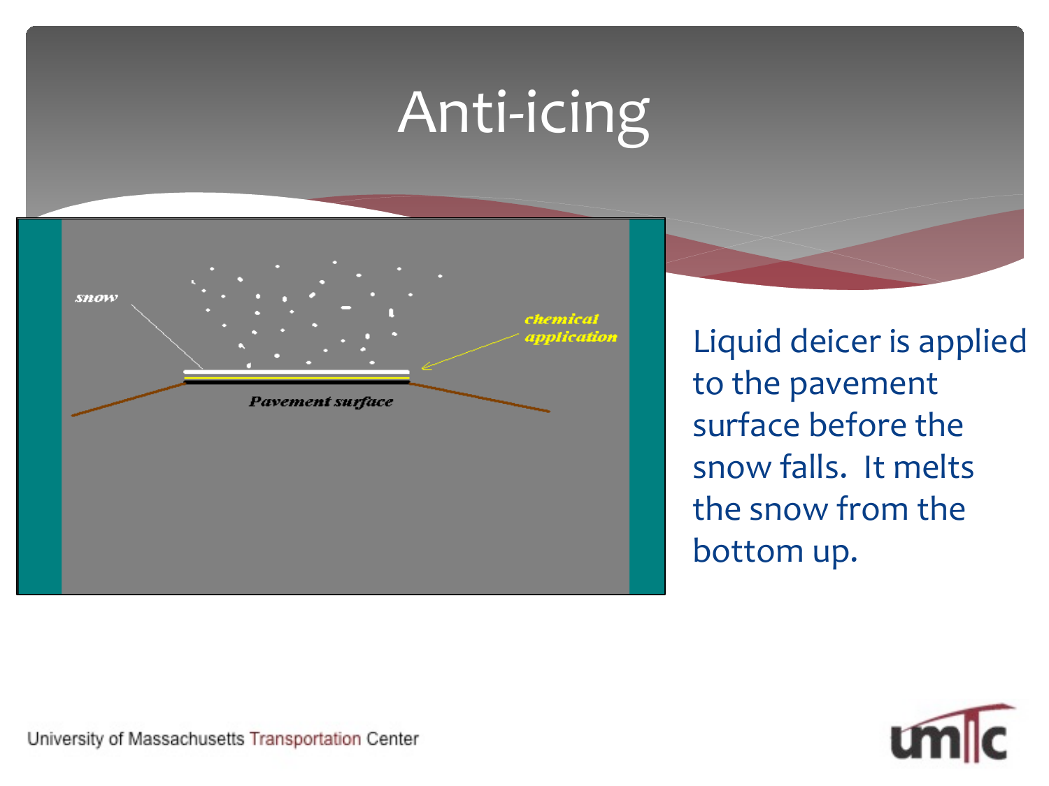# Anti-icing

Liquid deicer is applied to the pavement surface before the snow falls. It melts the snow from the bottom up.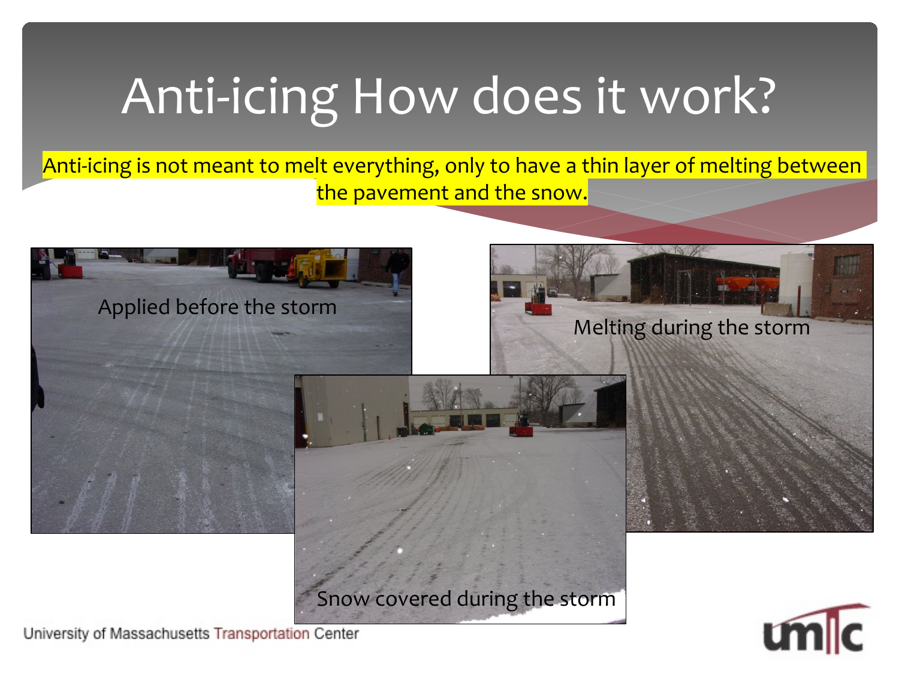# Anti-icing How does it work?

Anti-icing is not meant to melt everything, only to have a thin layer of melting between the pavement and the snow.

Applied before the storm

Melting during the storm

Snow covered during the storm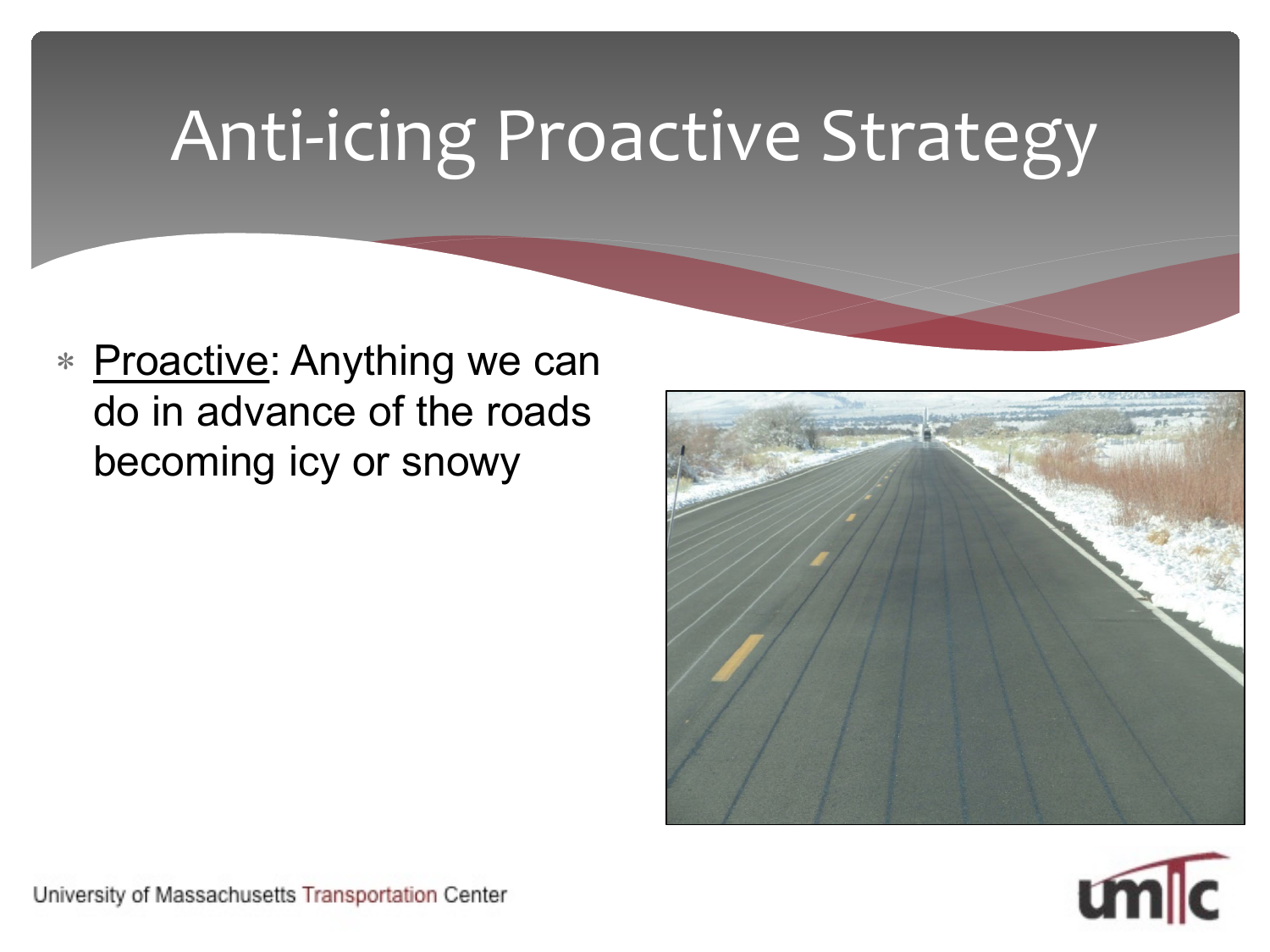# Anti-icing Proactive Strategy

* Proactive: Anything we can do in advance of the roads becoming icy or snowy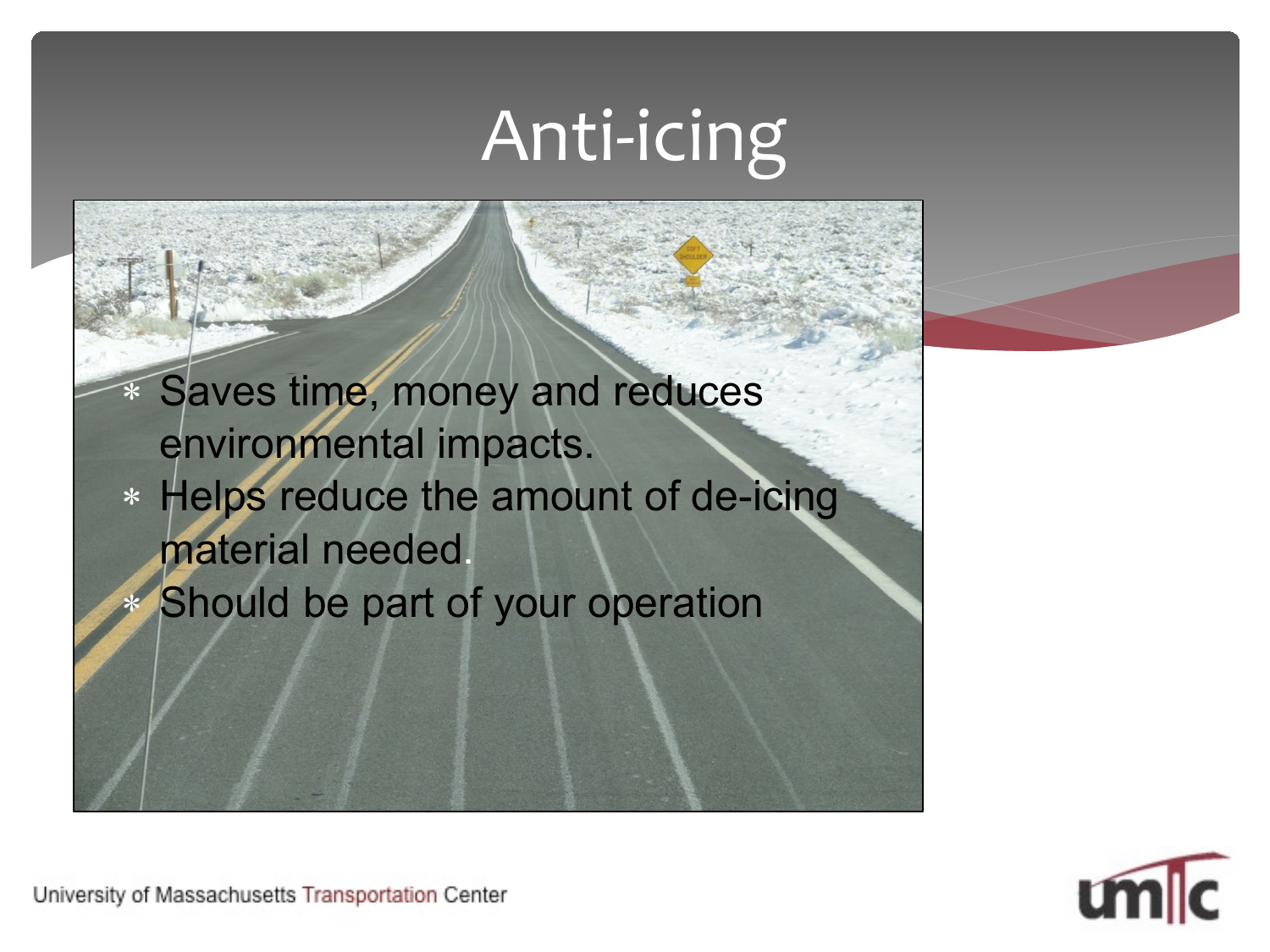# Anti-icing

- Saves time, money and reduces environmental impacts.
- Helps reduce the amount of de-icing material needed.
- Should be part of your operation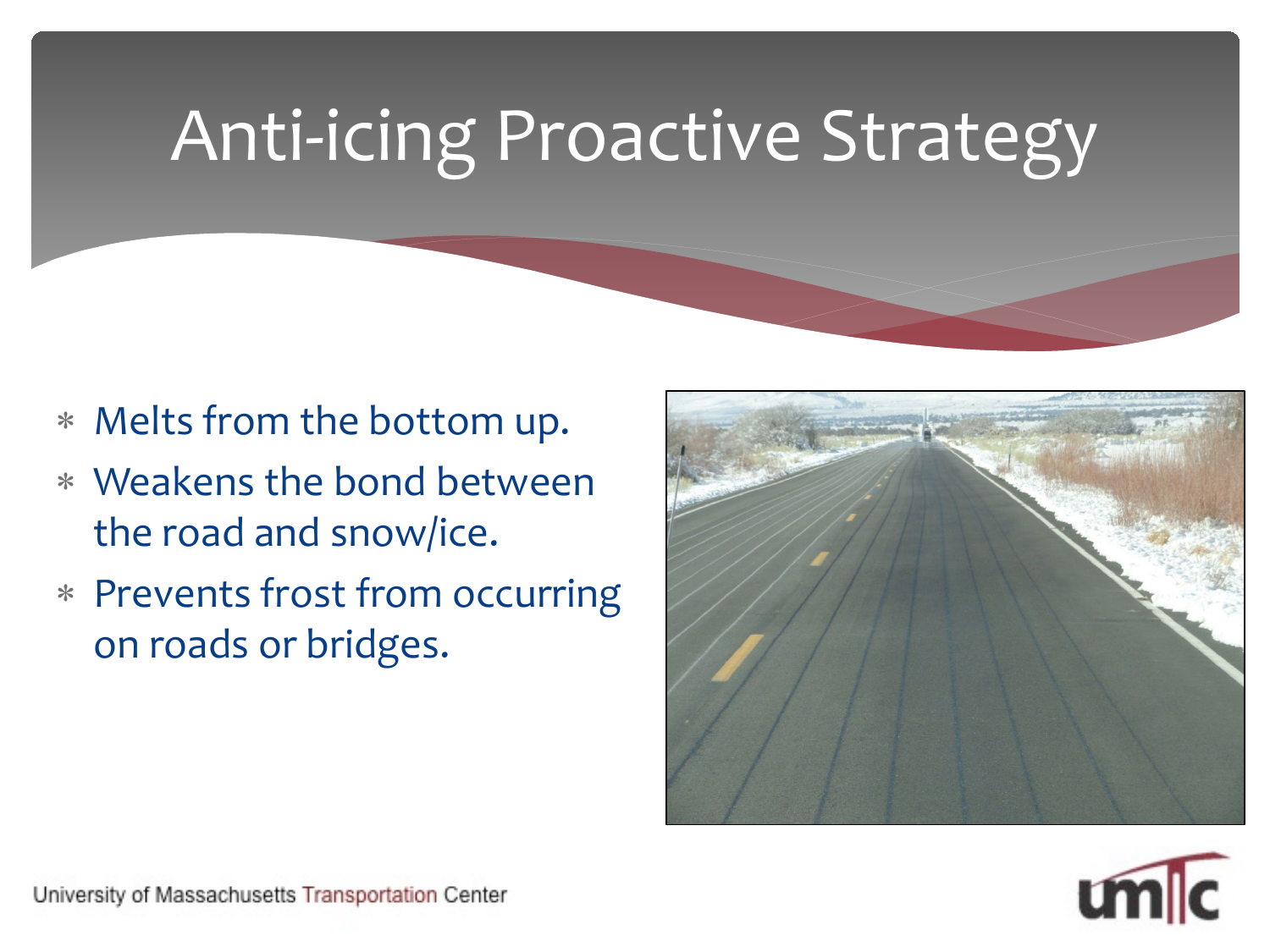# Anti-icing Proactive Strategy

- Melts from the bottom up.
- Weakens the bond between the road and snow/ice.
- Prevents frost from occurring on roads or bridges.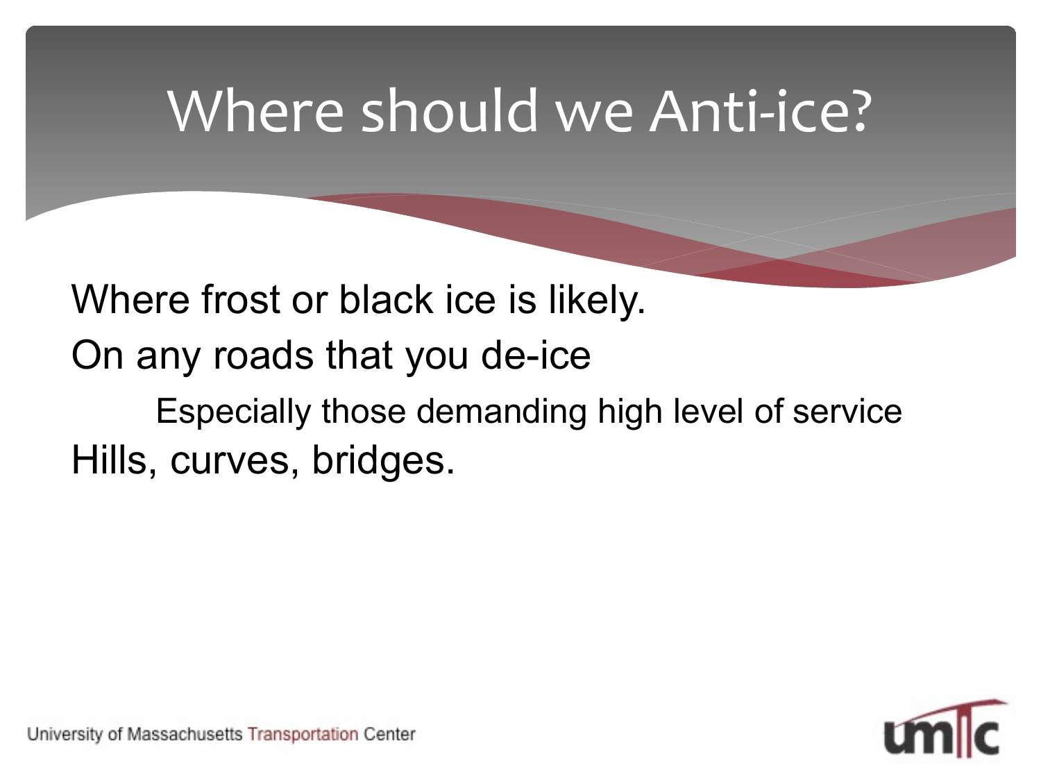# Where should we Anti-ice?

Where frost or black ice is likely.

On any roads that you de-ice

- Especially those demanding high level of service

Hills, curves, bridges.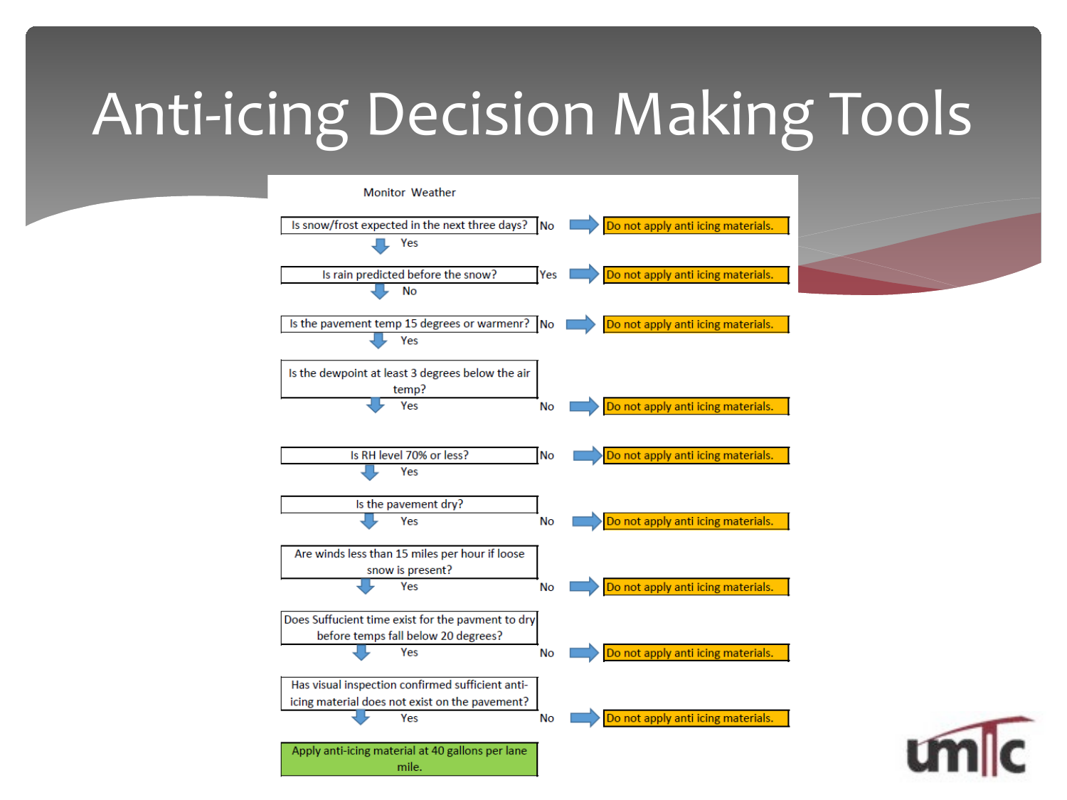# Anti-icing Decision Making Tools

Monitor Weather

Is snow/frost expected in the next three days? No → Do not apply anti icing materials.

Yes

Is rain predicted before the snow? Yes → Do not apply anti icing materials.

No

Is the pavement temp 15 degrees or warmenr? No → Do not apply anti icing materials.

Yes

Is the dewpoint at least 3 degrees below the air temp? No → Do not apply anti icing materials.

Yes

Is RH level 70% or less? No → Do not apply anti icing materials.

Yes

Is the pavement dry? No → Do not apply anti icing materials.

Yes

Are winds less than 15 miles per hour if loose snow is present? No → Do not apply anti icing materials.

Yes

Does Suffucient time exist for the pavment to dry before temps fall below 20 degrees? No → Do not apply anti icing materials.

Yes

Has visual inspection confirmed sufficient anti-icing material does not exist on the pavement? No → Do not apply anti icing materials.

Yes

Apply anti-icing material at 40 gallons per lane mile.